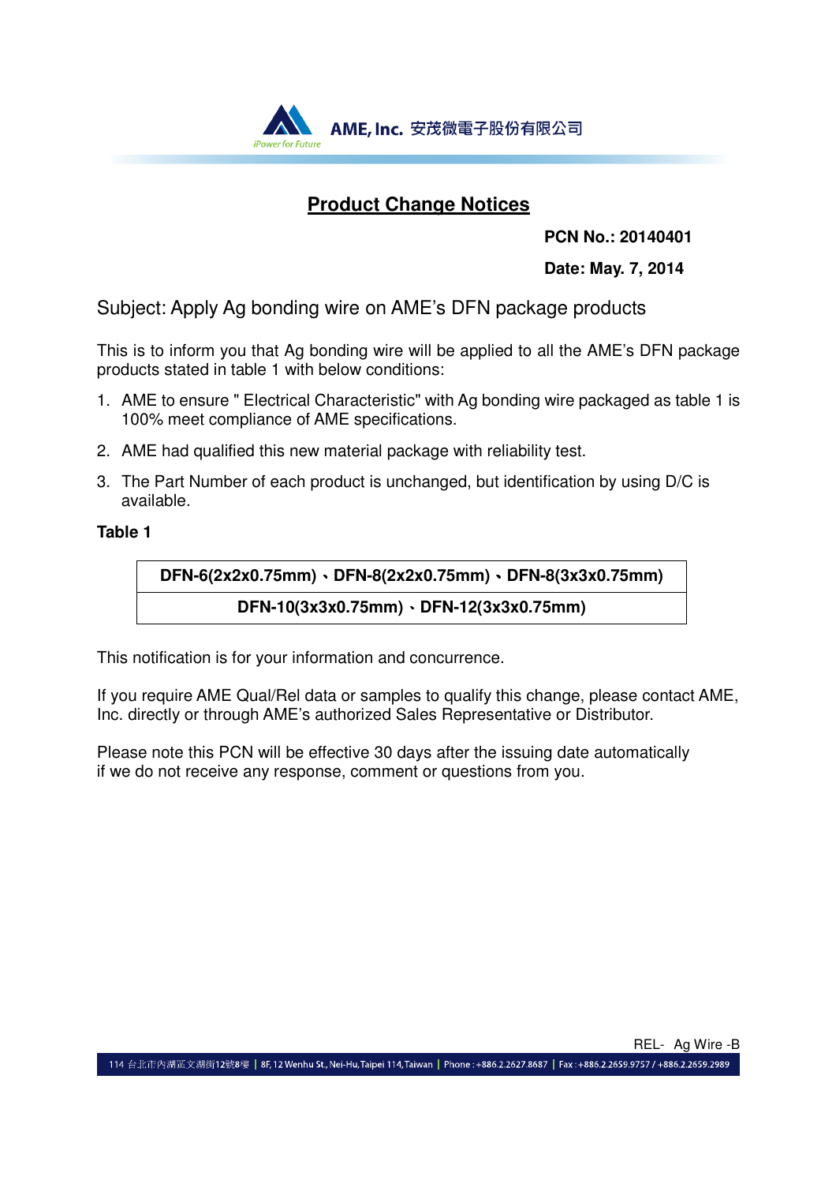# Product Change Notices

**PCN No.: 20140401**

**Date: May. 7, 2014**

Subject: Apply Ag bonding wire on AME's DFN package products

This is to inform you that Ag bonding wire will be applied to all the AME's DFN package products stated in table 1 with below conditions:

1. AME to ensure " Electrical Characteristic" with Ag bonding wire packaged as table 1 is 100% meet compliance of AME specifications.
2. AME had qualified this new material package with reliability test.
3. The Part Number of each product is unchanged, but identification by using D/C is available.

**Table 1**

| DFN-6(2x2x0.75mm)、DFN-8(2x2x0.75mm)、DFN-8(3x3x0.75mm) |
|---|
| DFN-10(3x3x0.75mm)、DFN-12(3x3x0.75mm) |

This notification is for your information and concurrence.

If you require AME Qual/Rel data or samples to qualify this change, please contact AME, Inc. directly or through AME's authorized Sales Representative or Distributor.

Please note this PCN will be effective 30 days after the issuing date automatically if we do not receive any response, comment or questions from you.

REL- Ag Wire -B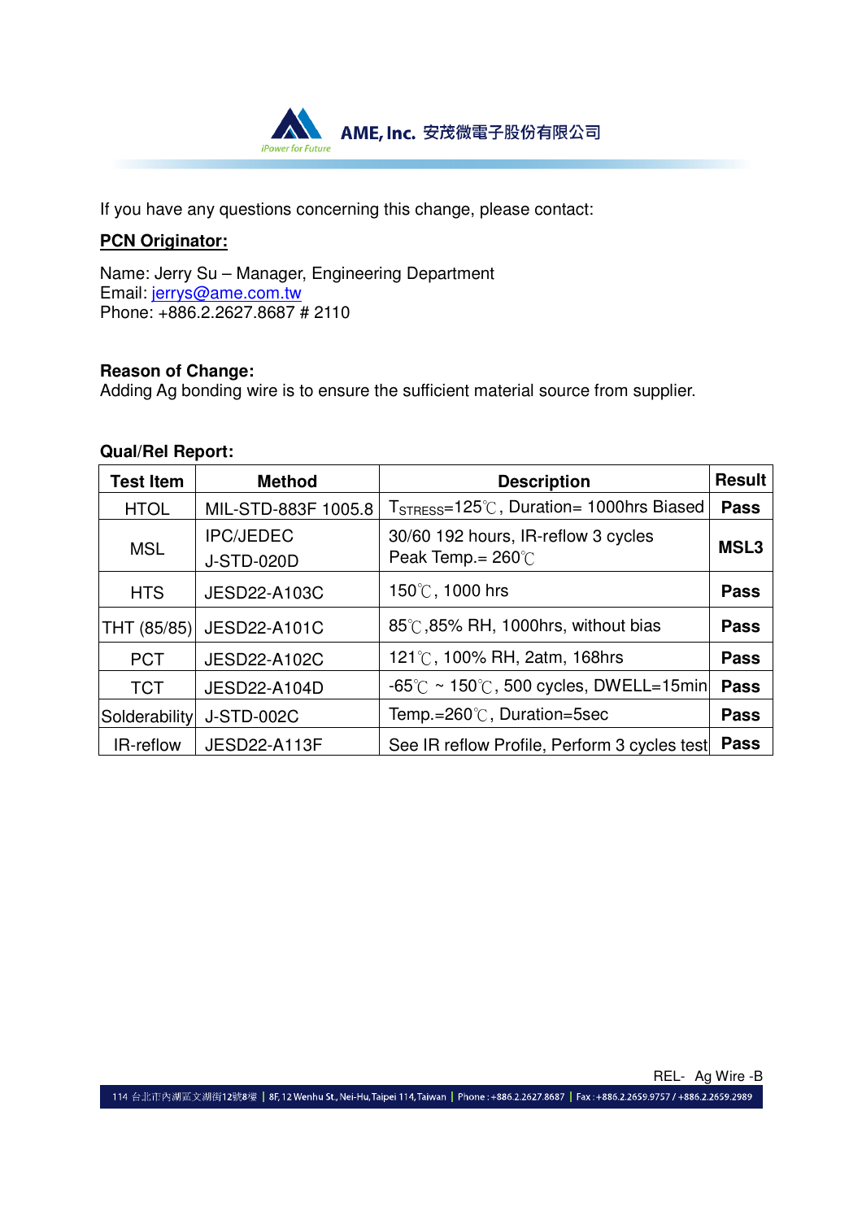If you have any questions concerning this change, please contact:

**PCN Originator:**

Name: Jerry Su – Manager, Engineering Department
Email: jerrys@ame.com.tw
Phone: +886.2.2627.8687 # 2110

**Reason of Change:**
Adding Ag bonding wire is to ensure the sufficient material source from supplier.

**Qual/Rel Report:**

| Test Item | Method | Description | Result |
|---|---|---|---|
| HTOL | MIL-STD-883F 1005.8 | $T_{STRESS}$=125℃, Duration= 1000hrs Biased | **Pass** |
| MSL | IPC/JEDEC J-STD-020D | 30/60 192 hours, IR-reflow 3 cycles Peak Temp.= 260℃ | **MSL3** |
| HTS | JESD22-A103C | 150℃, 1000 hrs | **Pass** |
| THT (85/85) | JESD22-A101C | 85℃,85% RH, 1000hrs, without bias | **Pass** |
| PCT | JESD22-A102C | 121℃, 100% RH, 2atm, 168hrs | **Pass** |
| TCT | JESD22-A104D | -65℃ ~ 150℃, 500 cycles, DWELL=15min | **Pass** |
| Solderability | J-STD-002C | Temp.=260℃, Duration=5sec | **Pass** |
| IR-reflow | JESD22-A113F | See IR reflow Profile, Perform 3 cycles test | **Pass** |

REL- Ag Wire -B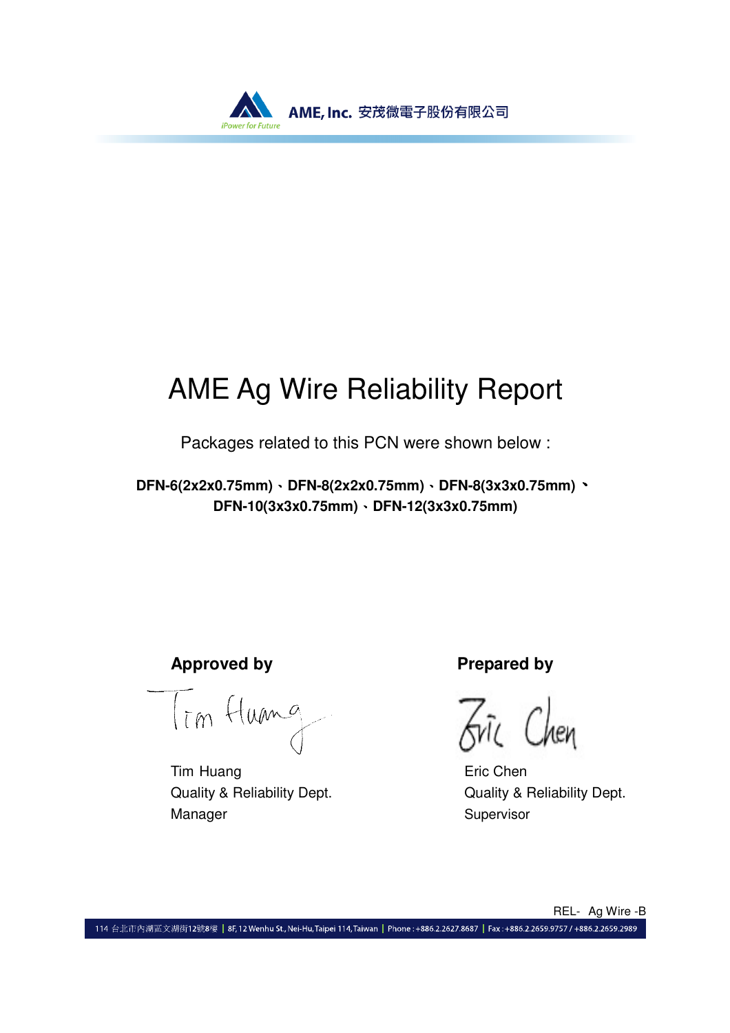# AME Ag Wire Reliability Report

Packages related to this PCN were shown below :

**DFN-6(2x2x0.75mm)、DFN-8(2x2x0.75mm)、DFN-8(3x3x0.75mm)、DFN-10(3x3x0.75mm)、DFN-12(3x3x0.75mm)**

**Approved by**

Tim Huang
Quality & Reliability Dept.
Manager

**Prepared by**

Eric Chen
Quality & Reliability Dept.
Supervisor

REL- Ag Wire -B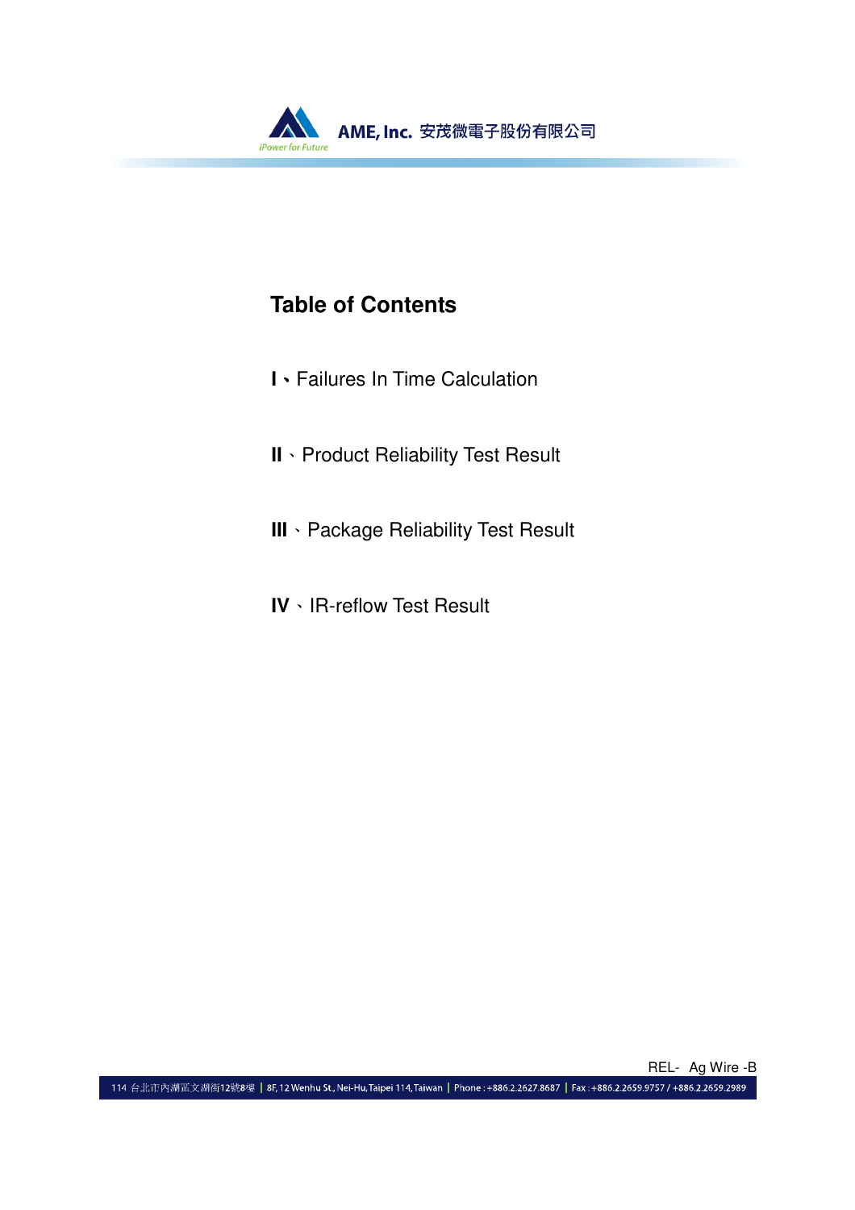## Table of Contents

**I**、Failures In Time Calculation

**II**、Product Reliability Test Result

**III**、Package Reliability Test Result

**IV**、IR-reflow Test Result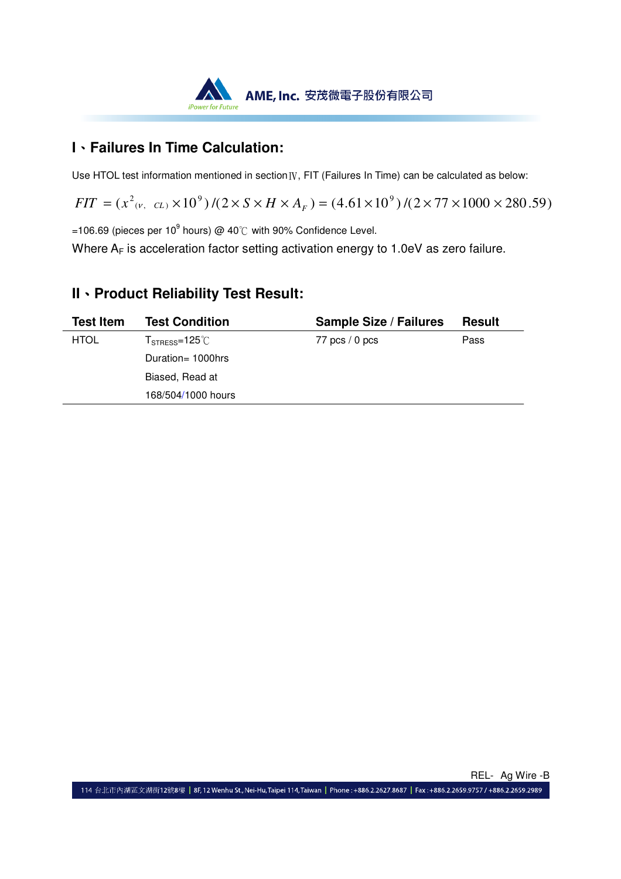## I、Failures In Time Calculation:

Use HTOL test information mentioned in sectionⅣ, FIT (Failures In Time) can be calculated as below:

$$FIT = (x^2_{(v,\ CL)} \times 10^9)/(2 \times S \times H \times A_F) = (4.61 \times 10^9)/(2 \times 77 \times 1000 \times 280.59)$$

=106.69 (pieces per $10^9$ hours) @ 40℃ with 90% Confidence Level.

Where $A_F$ is acceleration factor setting activation energy to 1.0eV as zero failure.

## II、Product Reliability Test Result:

| Test Item | Test Condition | Sample Size / Failures | Result |
|---|---|---|---|
| HTOL | $T_{STRESS}$=125℃<br>Duration= 1000hrs<br>Biased, Read at<br>168/504/1000 hours | 77 pcs / 0 pcs | Pass |

REL- Ag Wire -B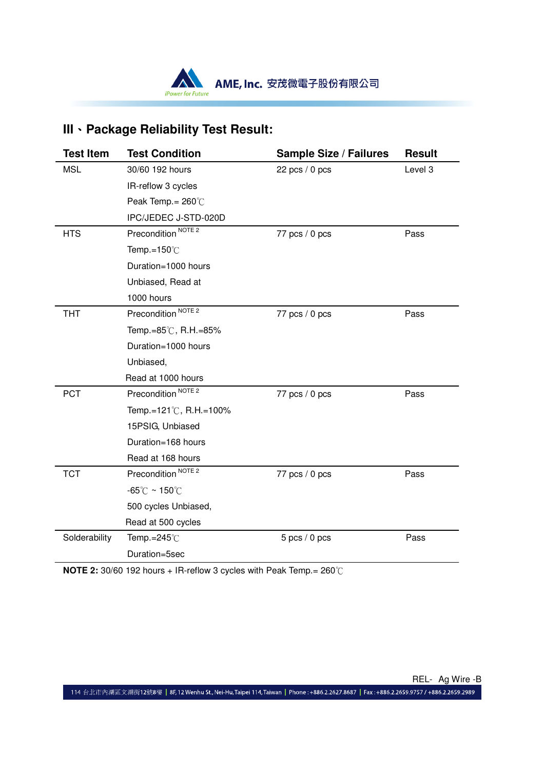## III、Package Reliability Test Result:

| Test Item | Test Condition | Sample Size / Failures | Result |
|---|---|---|---|
| MSL | 30/60 192 hours<br>IR-reflow 3 cycles<br>Peak Temp.= 260℃<br>IPC/JEDEC J-STD-020D | 22 pcs / 0 pcs | Level 3 |
| HTS | Precondition NOTE 2<br>Temp.=150℃<br>Duration=1000 hours<br>Unbiased, Read at<br>1000 hours | 77 pcs / 0 pcs | Pass |
| THT | Precondition NOTE 2<br>Temp.=85℃, R.H.=85%<br>Duration=1000 hours<br>Unbiased,<br>Read at 1000 hours | 77 pcs / 0 pcs | Pass |
| PCT | Precondition NOTE 2<br>Temp.=121℃, R.H.=100%<br>15PSIG, Unbiased<br>Duration=168 hours<br>Read at 168 hours | 77 pcs / 0 pcs | Pass |
| TCT | Precondition NOTE 2<br>-65℃ ~ 150℃<br>500 cycles Unbiased,<br>Read at 500 cycles | 77 pcs / 0 pcs | Pass |
| Solderability | Temp.=245℃<br>Duration=5sec | 5 pcs / 0 pcs | Pass |

**NOTE 2:** 30/60 192 hours + IR-reflow 3 cycles with Peak Temp.= 260℃

REL- Ag Wire -B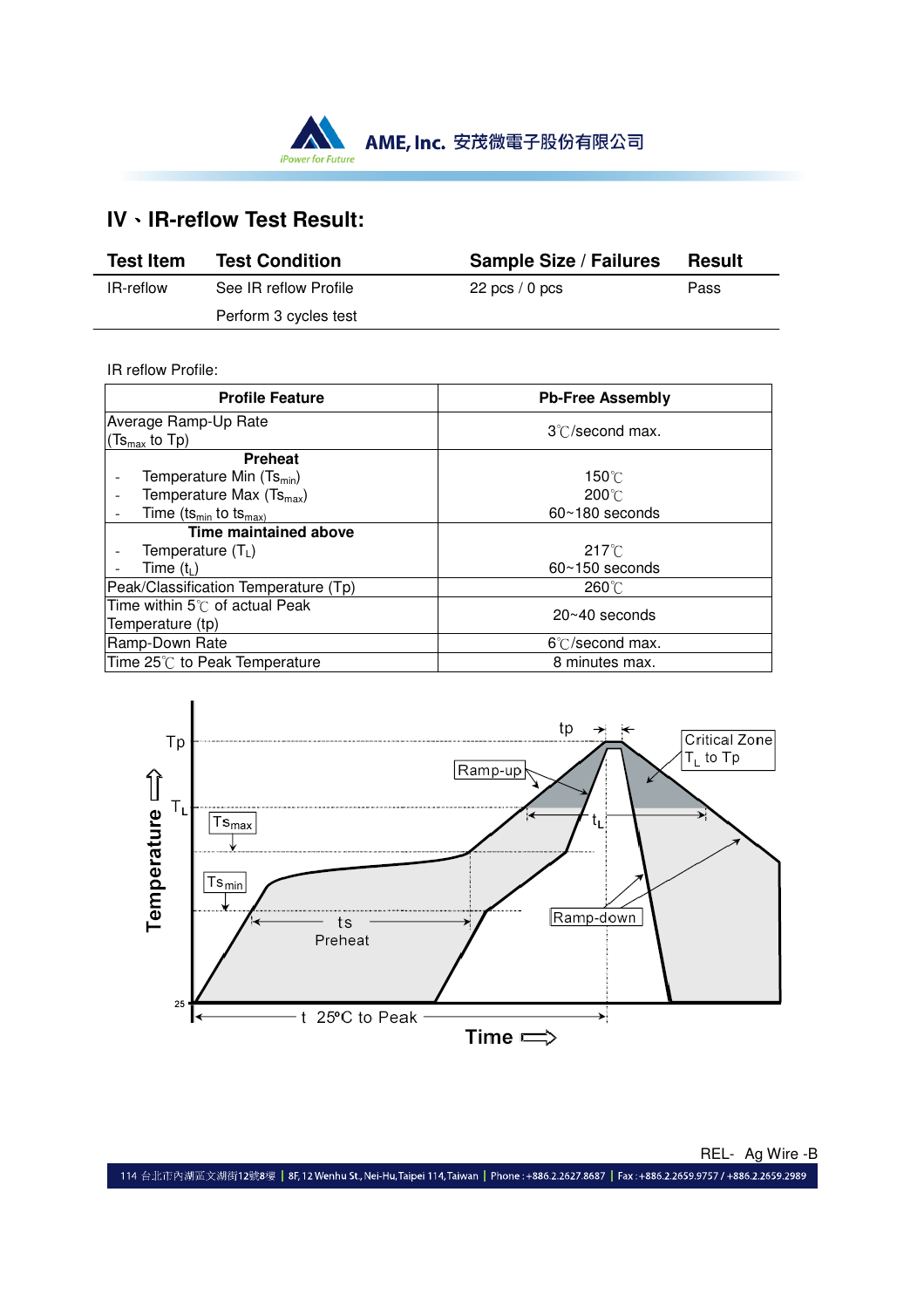# IV、IR-reflow Test Result:

| Test Item | Test Condition | Sample Size / Failures | Result |
|---|---|---|---|
| IR-reflow | See IR reflow Profile<br>Perform 3 cycles test | 22 pcs / 0 pcs | Pass |

IR reflow Profile:

| Profile Feature | Pb-Free Assembly |
|---|---|
| Average Ramp-Up Rate ($Ts_{max}$ to Tp) | 3℃/second max. |
| **Preheat**<br>- Temperature Min ($Ts_{min}$)<br>- Temperature Max ($Ts_{max}$)<br>- Time ($ts_{min}$ to $ts_{max}$) | 150℃<br>200℃<br>60~180 seconds |
| **Time maintained above**<br>- Temperature ($T_L$)<br>- Time ($t_L$) | 217℃<br>60~150 seconds |
| Peak/Classification Temperature (Tp) | 260℃ |
| Time within 5℃ of actual Peak Temperature (tp) | 20~40 seconds |
| Ramp-Down Rate | 6℃/second max. |
| Time 25℃ to Peak Temperature | 8 minutes max. |

Tp
tp
Critical Zone
$T_L$ to Tp
Ramp-up
$T_L$
$Ts_{max}$
$t_L$
$Ts_{min}$
Ramp-down
ts
Preheat
25
t 25ºC to Peak
Temperature
Time

REL- Ag Wire -B